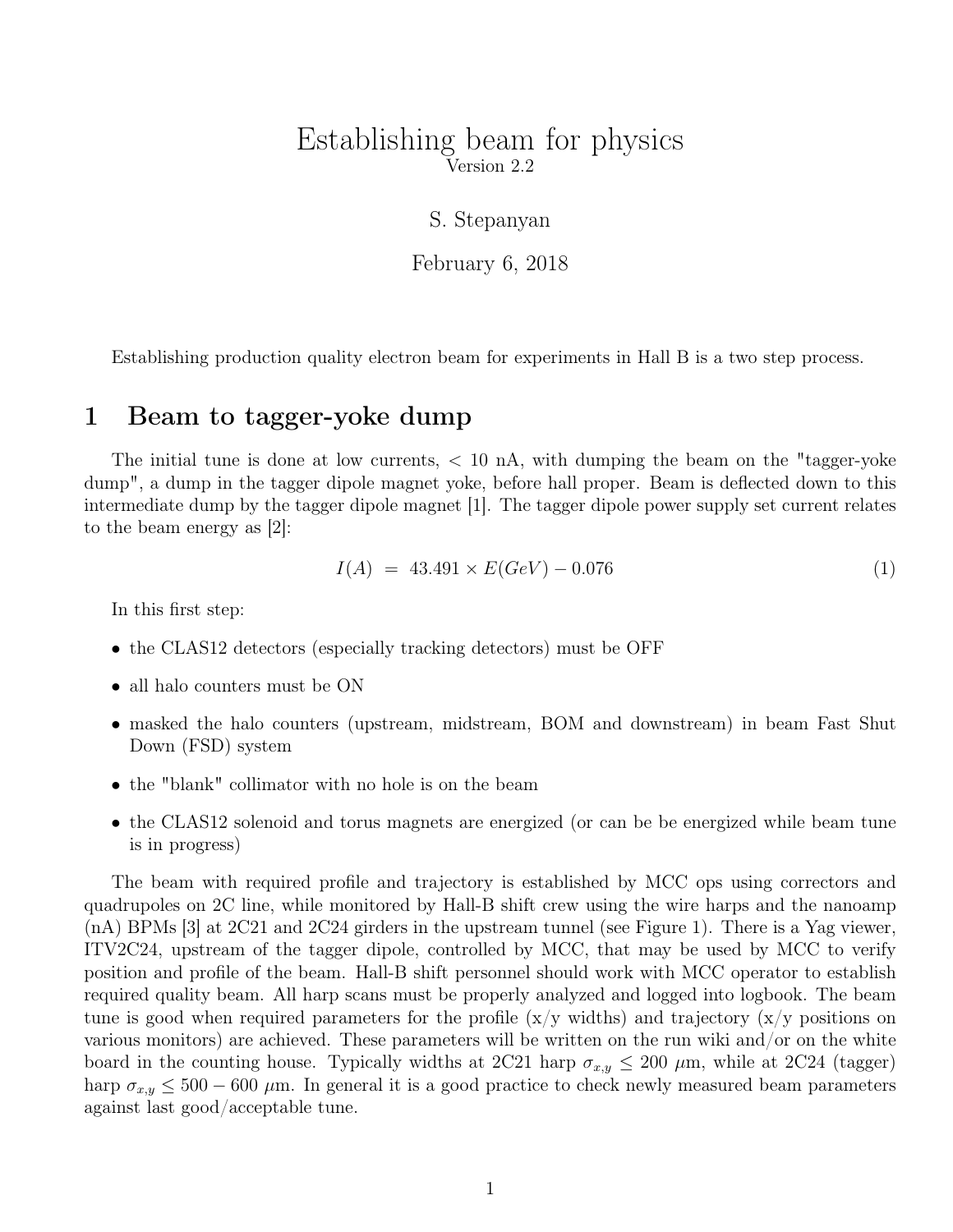# Establishing beam for physics

Version 2.2

S. Stepanyan

February 6, 2018

Establishing production quality electron beam for experiments in Hall B is a two step process.

## 1 Beam to tagger-yoke dump

The initial tune is done at low currents, $< 10$ nA, with dumping the beam on the "tagger-yoke dump", a dump in the tagger dipole magnet yoke, before hall proper. Beam is deflected down to this intermediate dump by the tagger dipole magnet [1]. The tagger dipole power supply set current relates to the beam energy as [2]:

$$I(A) \; = \; 43.491 \times E(GeV) - 0.076 \tag{1}$$

In this first step:

- the CLAS12 detectors (especially tracking detectors) must be OFF
- all halo counters must be ON
- masked the halo counters (upstream, midstream, BOM and downstream) in beam Fast Shut Down (FSD) system
- the "blank" collimator with no hole is on the beam
- the CLAS12 solenoid and torus magnets are energized (or can be be energized while beam tune is in progress)

The beam with required profile and trajectory is established by MCC ops using correctors and quadrupoles on 2C line, while monitored by Hall-B shift crew using the wire harps and the nanoamp (nA) BPMs [3] at 2C21 and 2C24 girders in the upstream tunnel (see Figure 1). There is a Yag viewer, ITV2C24, upstream of the tagger dipole, controlled by MCC, that may be used by MCC to verify position and profile of the beam. Hall-B shift personnel should work with MCC operator to establish required quality beam. All harp scans must be properly analyzed and logged into logbook. The beam tune is good when required parameters for the profile (x/y widths) and trajectory (x/y positions on various monitors) are achieved. These parameters will be written on the run wiki and/or on the white board in the counting house. Typically widths at 2C21 harp $\sigma_{x,y} \leq 200$ $\mu$m, while at 2C24 (tagger) harp $\sigma_{x,y} \leq 500 - 600$ $\mu$m. In general it is a good practice to check newly measured beam parameters against last good/acceptable tune.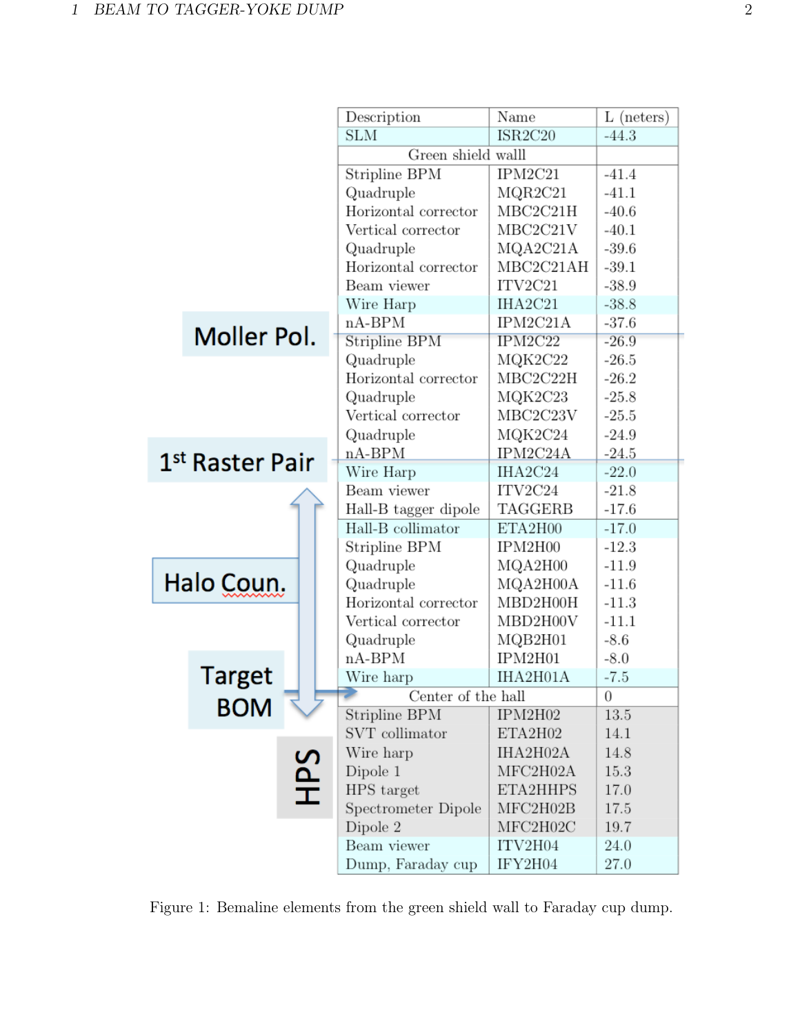| Description | Name | L (neters) |
|---|---|---|
| SLM | ISR2C20 | -44.3 |
| Green shield walll | | |
| Stripline BPM | IPM2C21 | -41.4 |
| Quadruple | MQR2C21 | -41.1 |
| Horizontal corrector | MBC2C21H | -40.6 |
| Vertical corrector | MBC2C21V | -40.1 |
| Quadruple | MQA2C21A | -39.6 |
| Horizontal corrector | MBC2C21AH | -39.1 |
| Beam viewer | ITV2C21 | -38.9 |
| Wire Harp | IHA2C21 | -38.8 |
| nA-BPM | IPM2C21A | -37.6 |
| Stripline BPM | IPM2C22 | -26.9 |
| Quadruple | MQK2C22 | -26.5 |
| Horizontal corrector | MBC2C22H | -26.2 |
| Quadruple | MQK2C23 | -25.8 |
| Vertical corrector | MBC2C23V | -25.5 |
| Quadruple | MQK2C24 | -24.9 |
| nA-BPM | IPM2C24A | -24.5 |
| Wire Harp | IHA2C24 | -22.0 |
| Beam viewer | ITV2C24 | -21.8 |
| Hall-B tagger dipole | TAGGERB | -17.6 |
| Hall-B collimator | ETA2H00 | -17.0 |
| Stripline BPM | IPM2H00 | -12.3 |
| Quadruple | MQA2H00 | -11.9 |
| Quadruple | MQA2H00A | -11.6 |
| Horizontal corrector | MBD2H00H | -11.3 |
| Vertical corrector | MBD2H00V | -11.1 |
| Quadruple | MQB2H01 | -8.6 |
| nA-BPM | IPM2H01 | -8.0 |
| Wire harp | IHA2H01A | -7.5 |
| Center of the hall | | 0 |
| Stripline BPM | IPM2H02 | 13.5 |
| SVT collimator | ETA2H02 | 14.1 |
| Wire harp | IHA2H02A | 14.8 |
| Dipole 1 | MFC2H02A | 15.3 |
| HPS target | ETA2HHPS | 17.0 |
| Spectrometer Dipole | MFC2H02B | 17.5 |
| Dipole 2 | MFC2H02C | 19.7 |
| Beam viewer | ITV2H04 | 24.0 |
| Dump, Faraday cup | IFY2H04 | 27.0 |

Moller Pol.

1st Raster Pair

Halo Coun.

Target BOM

HPS

Figure 1: Bemaline elements from the green shield wall to Faraday cup dump.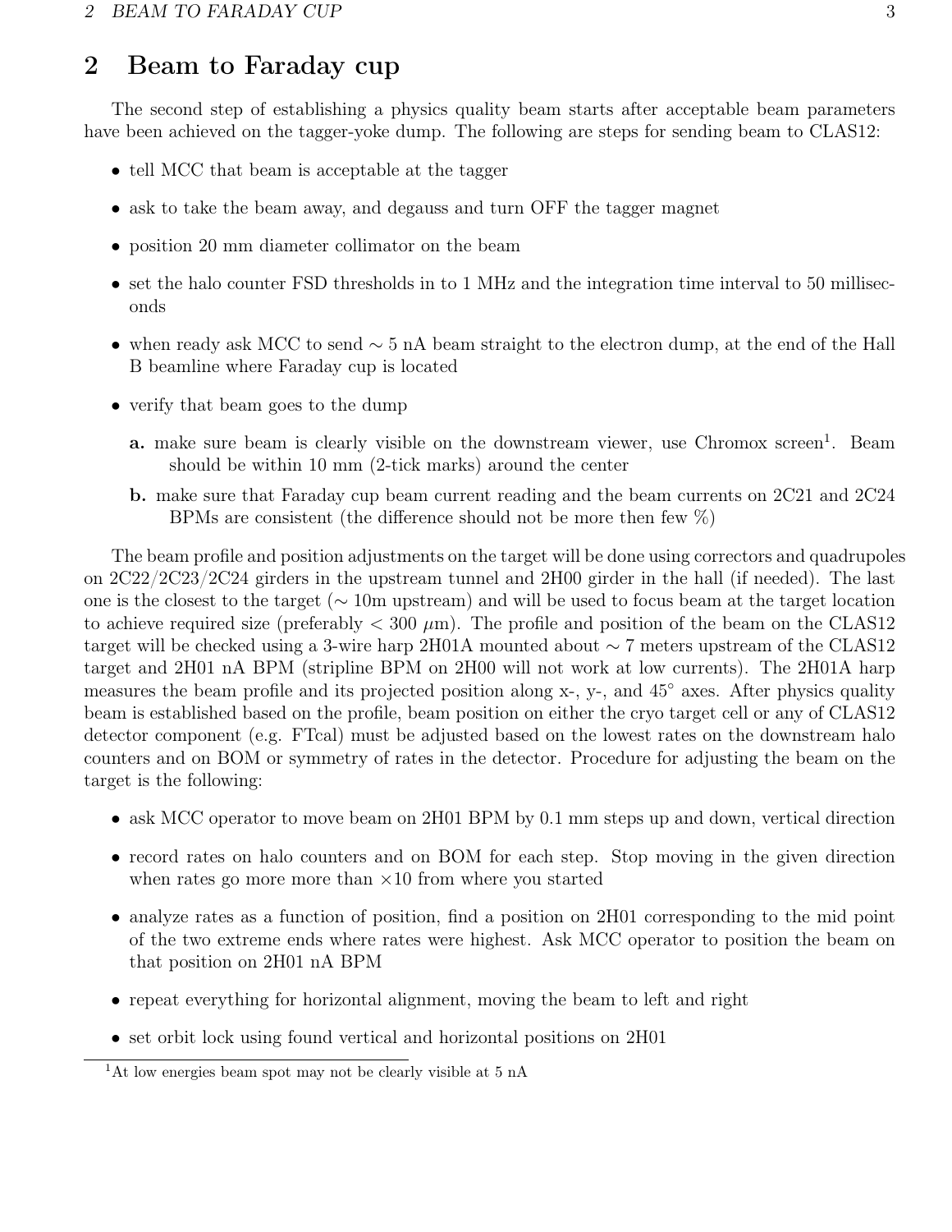# 2 Beam to Faraday cup

The second step of establishing a physics quality beam starts after acceptable beam parameters have been achieved on the tagger-yoke dump. The following are steps for sending beam to CLAS12:

- tell MCC that beam is acceptable at the tagger
- ask to take the beam away, and degauss and turn OFF the tagger magnet
- position 20 mm diameter collimator on the beam
- set the halo counter FSD thresholds in to 1 MHz and the integration time interval to 50 milliseconds
- when ready ask MCC to send $\sim 5$ nA beam straight to the electron dump, at the end of the Hall B beamline where Faraday cup is located
- verify that beam goes to the dump
  - **a.** make sure beam is clearly visible on the downstream viewer, use Chromox screen[1]. Beam should be within 10 mm (2-tick marks) around the center
  - **b.** make sure that Faraday cup beam current reading and the beam currents on 2C21 and 2C24 BPMs are consistent (the difference should not be more then few %)

The beam profile and position adjustments on the target will be done using correctors and quadrupoles on 2C22/2C23/2C24 girders in the upstream tunnel and 2H00 girder in the hall (if needed). The last one is the closest to the target ($\sim$ 10m upstream) and will be used to focus beam at the target location to achieve required size (preferably $< 300$ $\mu$m). The profile and position of the beam on the CLAS12 target will be checked using a 3-wire harp 2H01A mounted about $\sim 7$ meters upstream of the CLAS12 target and 2H01 nA BPM (stripline BPM on 2H00 will not work at low currents). The 2H01A harp measures the beam profile and its projected position along x-, y-, and 45° axes. After physics quality beam is established based on the profile, beam position on either the cryo target cell or any of CLAS12 detector component (e.g. FTcal) must be adjusted based on the lowest rates on the downstream halo counters and on BOM or symmetry of rates in the detector. Procedure for adjusting the beam on the target is the following:

- ask MCC operator to move beam on 2H01 BPM by 0.1 mm steps up and down, vertical direction
- record rates on halo counters and on BOM for each step. Stop moving in the given direction when rates go more more than $\times 10$ from where you started
- analyze rates as a function of position, find a position on 2H01 corresponding to the mid point of the two extreme ends where rates were highest. Ask MCC operator to position the beam on that position on 2H01 nA BPM
- repeat everything for horizontal alignment, moving the beam to left and right
- set orbit lock using found vertical and horizontal positions on 2H01

[1] At low energies beam spot may not be clearly visible at 5 nA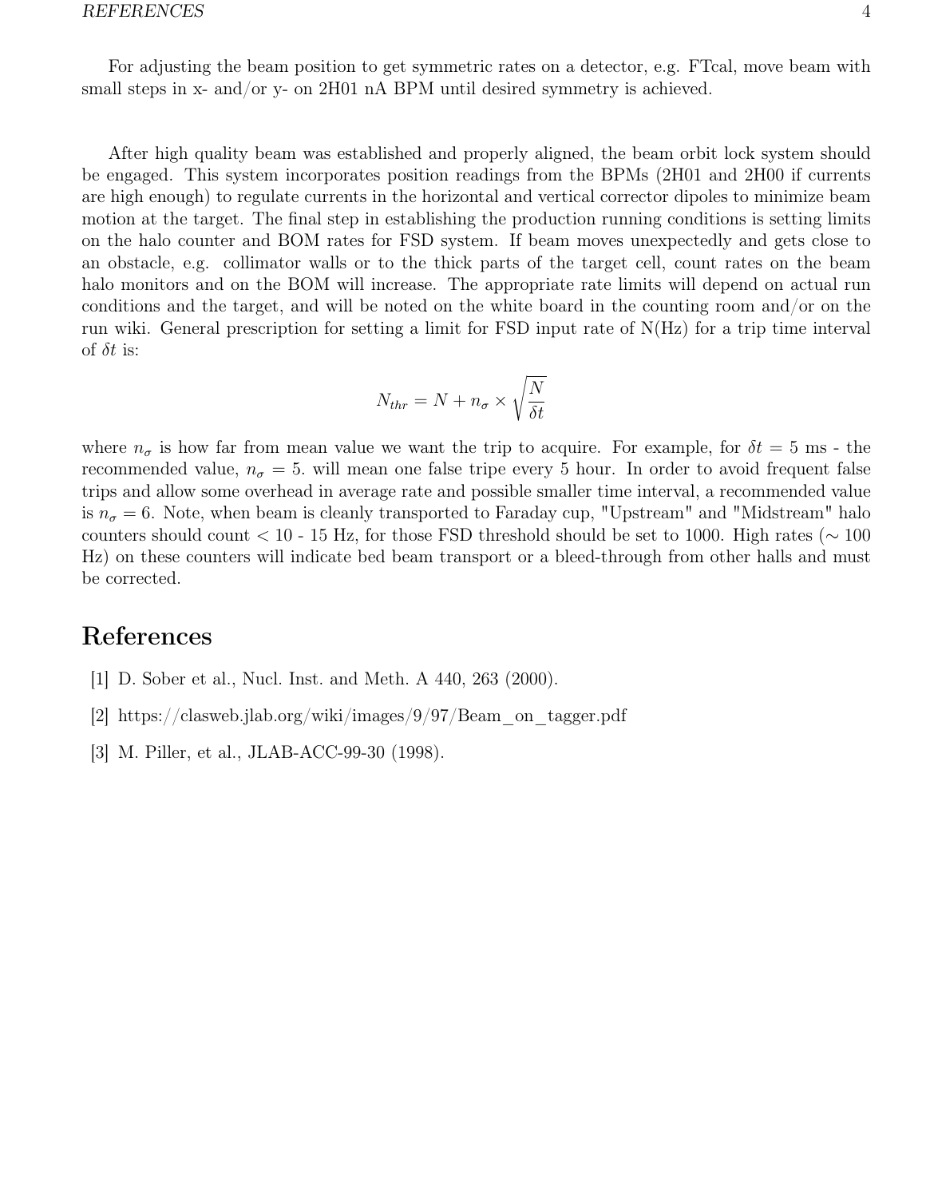For adjusting the beam position to get symmetric rates on a detector, e.g. FTcal, move beam with small steps in x- and/or y- on 2H01 nA BPM until desired symmetry is achieved.

After high quality beam was established and properly aligned, the beam orbit lock system should be engaged. This system incorporates position readings from the BPMs (2H01 and 2H00 if currents are high enough) to regulate currents in the horizontal and vertical corrector dipoles to minimize beam motion at the target. The final step in establishing the production running conditions is setting limits on the halo counter and BOM rates for FSD system. If beam moves unexpectedly and gets close to an obstacle, e.g. collimator walls or to the thick parts of the target cell, count rates on the beam halo monitors and on the BOM will increase. The appropriate rate limits will depend on actual run conditions and the target, and will be noted on the white board in the counting room and/or on the run wiki. General prescription for setting a limit for FSD input rate of N(Hz) for a trip time interval of $\delta t$ is:

$$N_{thr} = N + n_{\sigma} \times \sqrt{\frac{N}{\delta t}}$$

where $n_{\sigma}$ is how far from mean value we want the trip to acquire. For example, for $\delta t = 5$ ms - the recommended value, $n_{\sigma} = 5.$ will mean one false tripe every 5 hour. In order to avoid frequent false trips and allow some overhead in average rate and possible smaller time interval, a recommended value is $n_{\sigma} = 6$. Note, when beam is cleanly transported to Faraday cup, "Upstream" and "Midstream" halo counters should count < 10 - 15 Hz, for those FSD threshold should be set to 1000. High rates ($\sim 100$ Hz) on these counters will indicate bed beam transport or a bleed-through from other halls and must be corrected.

## References

[1] D. Sober et al., Nucl. Inst. and Meth. A 440, 263 (2000).

[2] https://clasweb.jlab.org/wiki/images/9/97/Beam_on_tagger.pdf

[3] M. Piller, et al., JLAB-ACC-99-30 (1998).